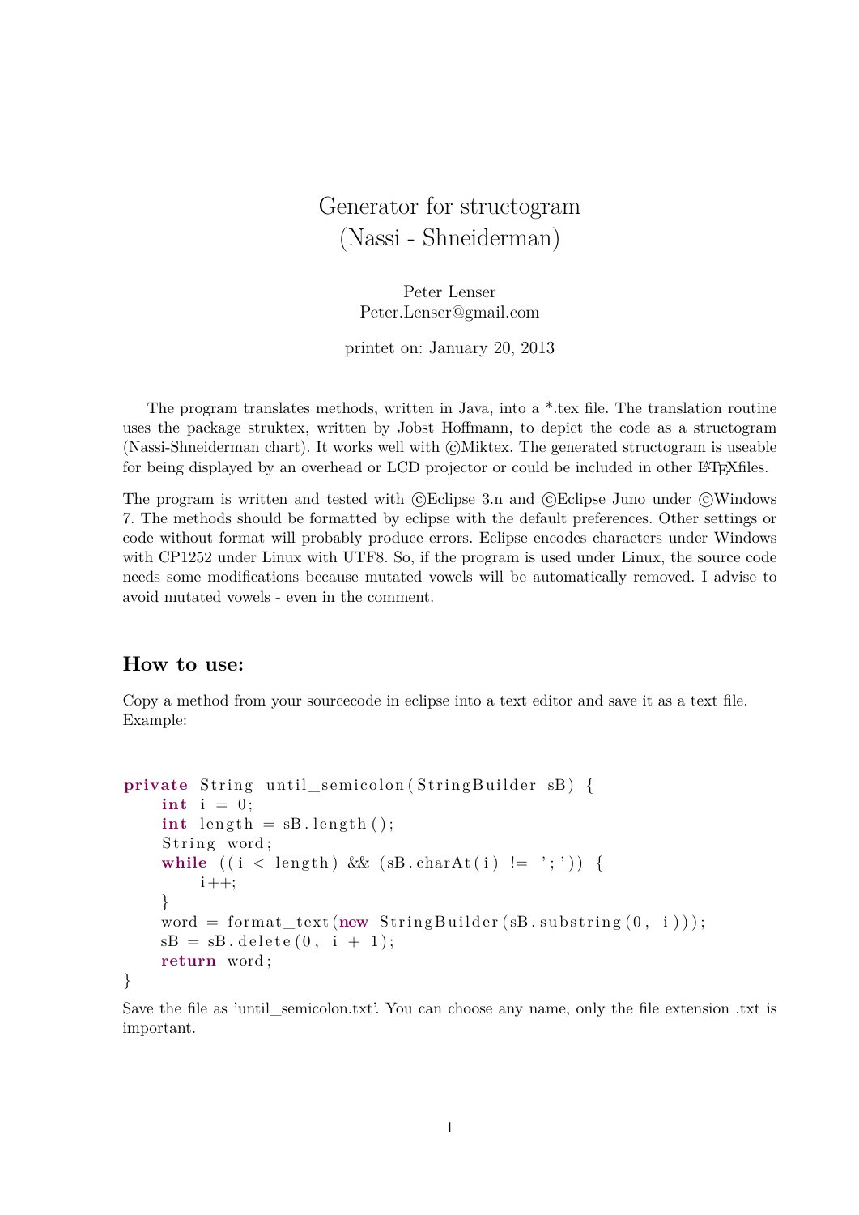# Generator for structogram
# (Nassi - Shneiderman)

Peter Lenser
Peter.Lenser@gmail.com

printet on: January 20, 2013

The program translates methods, written in Java, into a *.tex file. The translation routine uses the package struktex, written by Jobst Hoffmann, to depict the code as a structogram (Nassi-Shneiderman chart). It works well with ©Miktex. The generated structogram is useable for being displayed by an overhead or LCD projector or could be included in other LaTeXfiles.

The program is written and tested with ©Eclipse 3.n and ©Eclipse Juno under ©Windows 7. The methods should be formatted by eclipse with the default preferences. Other settings or code without format will probably produce errors. Eclipse encodes characters under Windows with CP1252 under Linux with UTF8. So, if the program is used under Linux, the source code needs some modifications because mutated vowels will be automatically removed. I advise to avoid mutated vowels - even in the comment.

## How to use:

Copy a method from your sourcecode in eclipse into a text editor and save it as a text file. Example:

```
private String until_semicolon(StringBuilder sB) {
    int i = 0;
    int length = sB.length();
    String word;
    while ((i < length) && (sB.charAt(i) != ';')) {
        i++;
    }
    word = format_text(new StringBuilder(sB.substring(0, i)));
    sB = sB.delete(0, i + 1);
    return word;
}
```

Save the file as 'until_semicolon.txt'. You can choose any name, only the file extension .txt is important.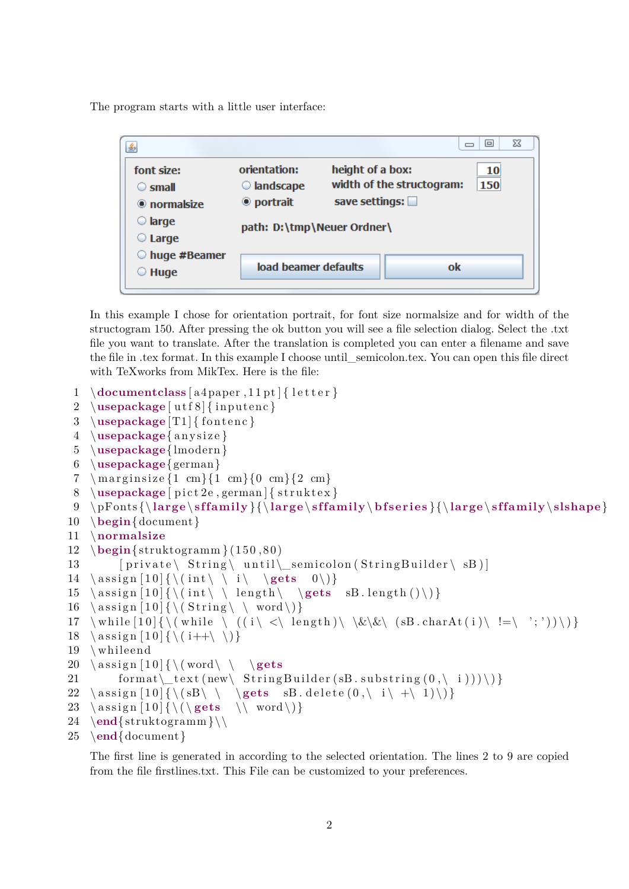The program starts with a little user interface:

In this example I chose for orientation portrait, for font size normalsize and for width of the structogram 150. After pressing the ok button you will see a file selection dialog. Select the .txt file you want to translate. After the translation is completed you can enter a filename and save the file in .tex format. In this example I choose until_semicolon.tex. You can open this file direct with TeXworks from MikTex. Here is the file:

```
1  \documentclass[a4paper,11pt]{letter}
2  \usepackage[utf8]{inputenc}
3  \usepackage[T1]{fontenc}
4  \usepackage{anysize}
5  \usepackage{lmodern}
6  \usepackage{german}
7  \marginsize{1 cm}{1 cm}{0 cm}{2 cm}
8  \usepackage[pict2e,german]{struktex}
9  \pFonts{\large\sffamily}{\large\sffamily\bfseries}{\large\sffamily\slshape}
10 \begin{document}
11 \normalsize
12 \begin{struktogramm}(150,80)
13     [private\ String\ until\_semicolon(StringBuilder\ sB)]
14 \assign[10]{\(int\ \ i\ \gets 0\)}
15 \assign[10]{\(int\ \ length\ \gets sB.length()\)}
16 \assign[10]{\(String\ \ word\)}
17 \while[10]{\(while \ ((i\ <\ length)\ \&\&\ (sB.charAt(i)\ !=\ ';'))\)}
18 \assign[10]{\(i++\ \)}
19 \whileend
20 \assign[10]{\(word\ \ \gets
21     format\_text(new\ StringBuilder(sB.substring(0,\ i)))\)}
22 \assign[10]{\(sB\ \ \gets sB.delete(0,\ i\ +\ 1)\)}
23 \assign[10]{\(\gets \\ word\)}
24 \end{struktogramm}\\
25 \end{document}
```

The first line is generated in according to the selected orientation. The lines 2 to 9 are copied from the file firstlines.txt. This File can be customized to your preferences.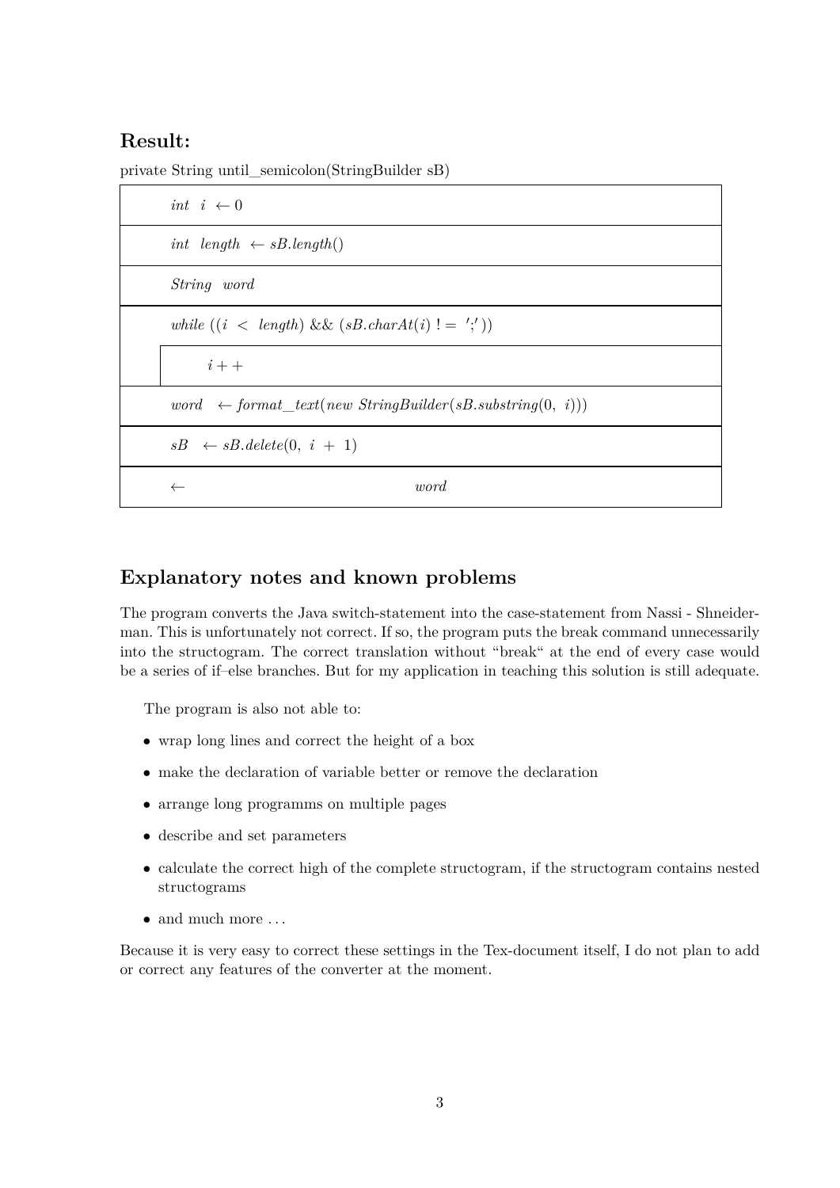## Result:

private String until_semicolon(StringBuilder sB)

| |
|---|
| $int\ \ i\ \leftarrow 0$ |
| $int\ \ length\ \leftarrow sB.length()$ |
| $String\ \ word$ |
| $while\ ((i\ <\ length)\ \&\&\ (sB.charAt(i)\ !=\ ';'))$ |
| &nbsp;&nbsp;&nbsp;&nbsp; $i++$ |
| $word\ \ \leftarrow format\_text(new\ StringBuilder(sB.substring(0,\ i)))$ |
| $sB\ \ \leftarrow sB.delete(0,\ i\ +\ 1)$ |
| $\leftarrow$ $word$ |

## Explanatory notes and known problems

The program converts the Java switch-statement into the case-statement from Nassi - Shneiderman. This is unfortunately not correct. If so, the program puts the break command unnecessarily into the structogram. The correct translation without "break" at the end of every case would be a series of if–else branches. But for my application in teaching this solution is still adequate.

The program is also not able to:

- wrap long lines and correct the height of a box
- make the declaration of variable better or remove the declaration
- arrange long programms on multiple pages
- describe and set parameters
- calculate the correct high of the complete structogram, if the structogram contains nested structograms
- and much more ...

Because it is very easy to correct these settings in the Tex-document itself, I do not plan to add or correct any features of the converter at the moment.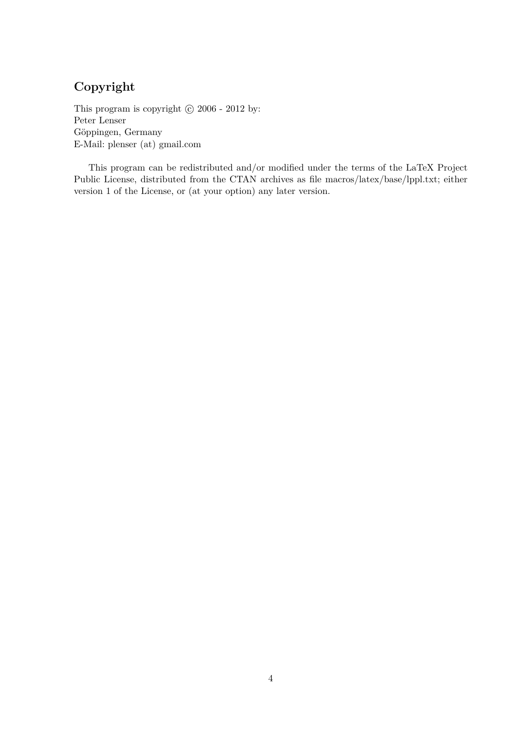## Copyright

This program is copyright © 2006 - 2012 by:
Peter Lenser
Göppingen, Germany
E-Mail: plenser (at) gmail.com

This program can be redistributed and/or modified under the terms of the LaTeX Project Public License, distributed from the CTAN archives as file macros/latex/base/lppl.txt; either version 1 of the License, or (at your option) any later version.